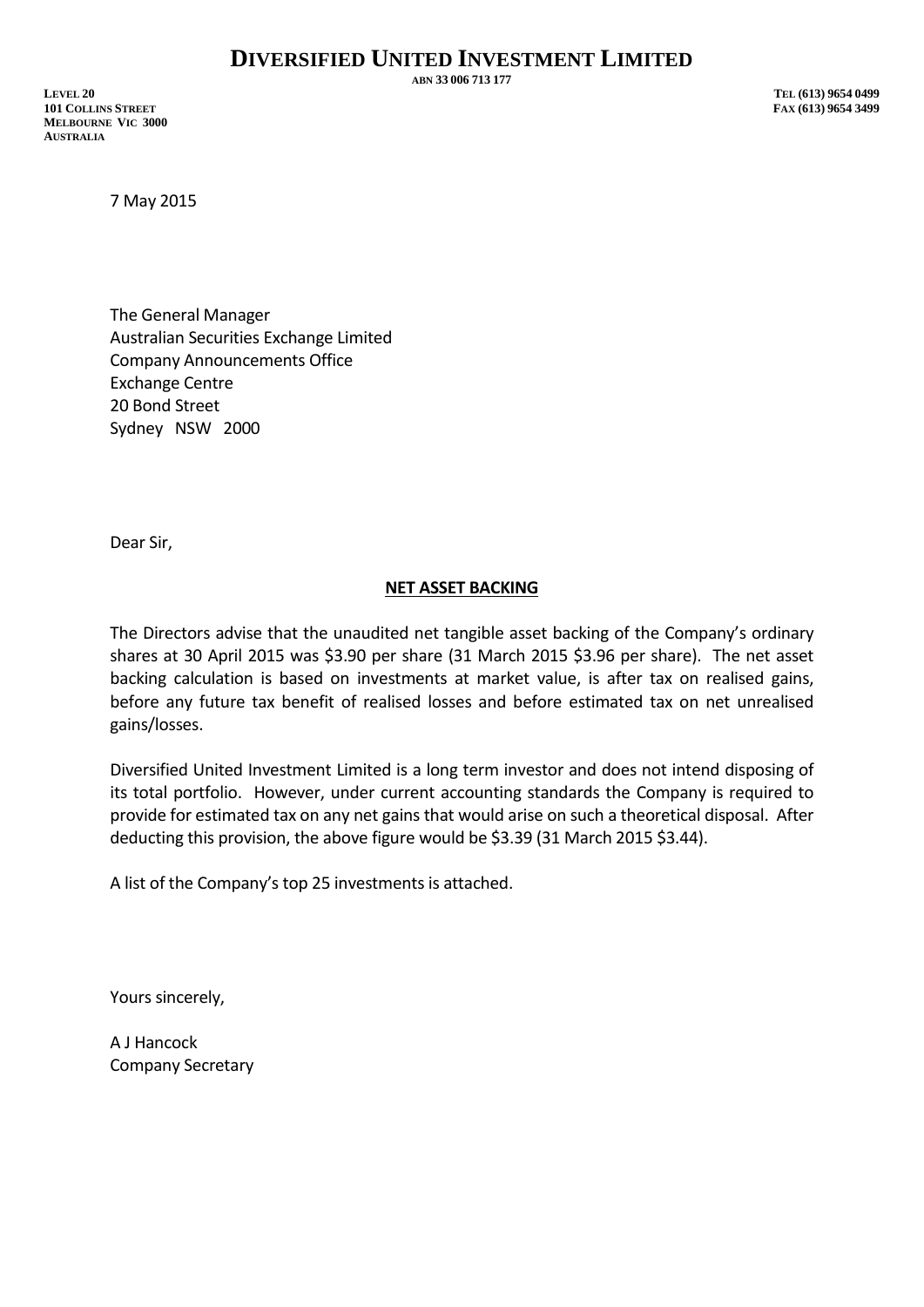# DIVERSIFIED UNITED INVESTMENT LIMITED

ABN 33 006 713 177

LEVEL 20
101 COLLINS STREET
MELBOURNE VIC 3000
AUSTRALIA

TEL (613) 9654 0499
FAX (613) 9654 3499

7 May 2015

The General Manager
Australian Securities Exchange Limited
Company Announcements Office
Exchange Centre
20 Bond Street
Sydney NSW 2000

Dear Sir,

**NET ASSET BACKING**

The Directors advise that the unaudited net tangible asset backing of the Company's ordinary shares at 30 April 2015 was $3.90 per share (31 March 2015 $3.96 per share). The net asset backing calculation is based on investments at market value, is after tax on realised gains, before any future tax benefit of realised losses and before estimated tax on net unrealised gains/losses.

Diversified United Investment Limited is a long term investor and does not intend disposing of its total portfolio. However, under current accounting standards the Company is required to provide for estimated tax on any net gains that would arise on such a theoretical disposal. After deducting this provision, the above figure would be $3.39 (31 March 2015 $3.44).

A list of the Company's top 25 investments is attached.

Yours sincerely,

A J Hancock
Company Secretary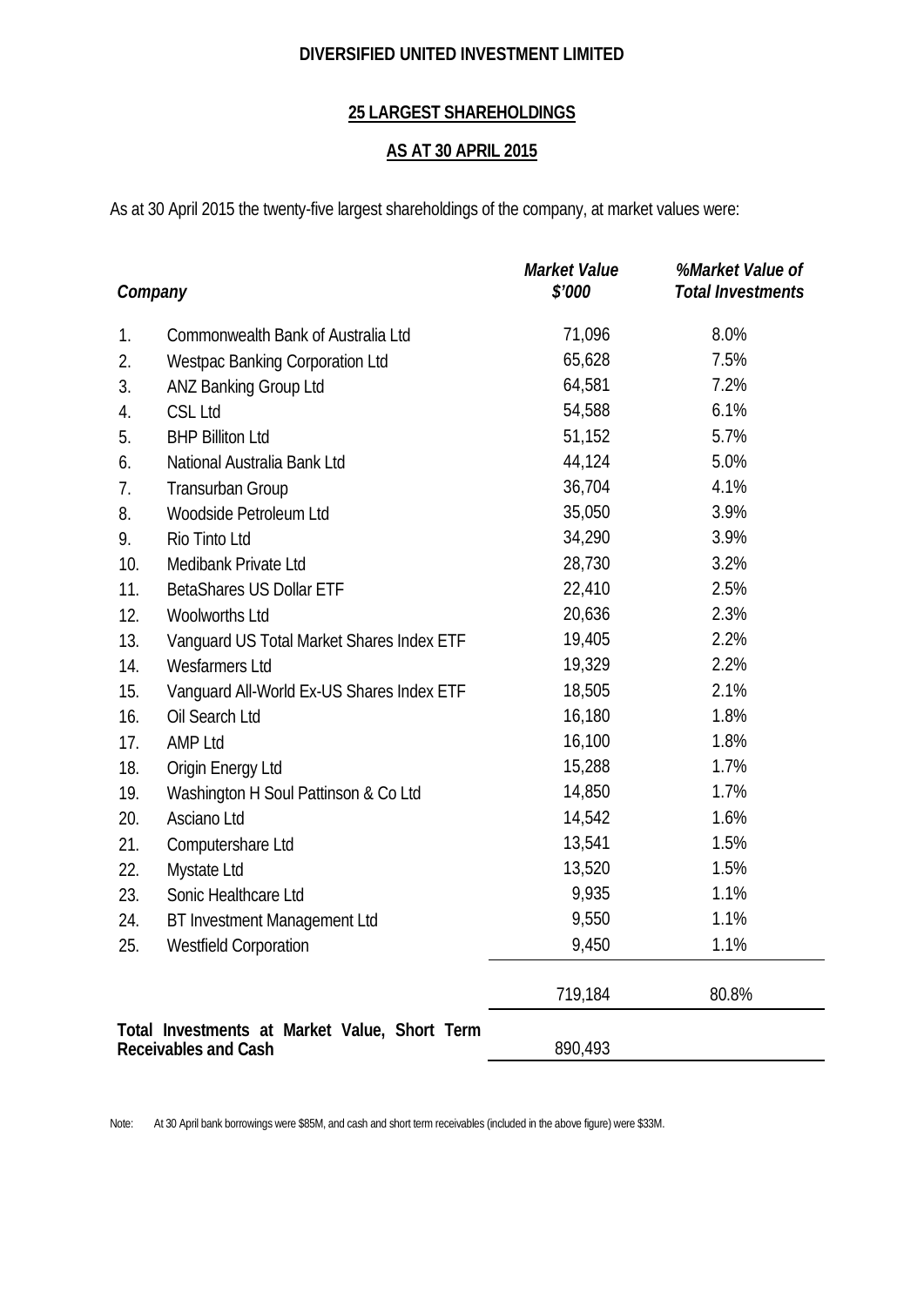**DIVERSIFIED UNITED INVESTMENT LIMITED**

**25 LARGEST SHAREHOLDINGS**

**AS AT 30 APRIL 2015**

As at 30 April 2015 the twenty-five largest shareholdings of the company, at market values were:

| *Company* | | *Market Value $'000* | *%Market Value of Total Investments* |
|---|---|---|---|
| 1. | Commonwealth Bank of Australia Ltd | 71,096 | 8.0% |
| 2. | Westpac Banking Corporation Ltd | 65,628 | 7.5% |
| 3. | ANZ Banking Group Ltd | 64,581 | 7.2% |
| 4. | CSL Ltd | 54,588 | 6.1% |
| 5. | BHP Billiton Ltd | 51,152 | 5.7% |
| 6. | National Australia Bank Ltd | 44,124 | 5.0% |
| 7. | Transurban Group | 36,704 | 4.1% |
| 8. | Woodside Petroleum Ltd | 35,050 | 3.9% |
| 9. | Rio Tinto Ltd | 34,290 | 3.9% |
| 10. | Medibank Private Ltd | 28,730 | 3.2% |
| 11. | BetaShares US Dollar ETF | 22,410 | 2.5% |
| 12. | Woolworths Ltd | 20,636 | 2.3% |
| 13. | Vanguard US Total Market Shares Index ETF | 19,405 | 2.2% |
| 14. | Wesfarmers Ltd | 19,329 | 2.2% |
| 15. | Vanguard All-World Ex-US Shares Index ETF | 18,505 | 2.1% |
| 16. | Oil Search Ltd | 16,180 | 1.8% |
| 17. | AMP Ltd | 16,100 | 1.8% |
| 18. | Origin Energy Ltd | 15,288 | 1.7% |
| 19. | Washington H Soul Pattinson & Co Ltd | 14,850 | 1.7% |
| 20. | Asciano Ltd | 14,542 | 1.6% |
| 21. | Computershare Ltd | 13,541 | 1.5% |
| 22. | Mystate Ltd | 13,520 | 1.5% |
| 23. | Sonic Healthcare Ltd | 9,935 | 1.1% |
| 24. | BT Investment Management Ltd | 9,550 | 1.1% |
| 25. | Westfield Corporation | 9,450 | 1.1% |
| | | 719,184 | 80.8% |
| **Total Investments at Market Value, Short Term Receivables and Cash** | | 890,493 | |

Note: At 30 April bank borrowings were $85M, and cash and short term receivables (included in the above figure) were $33M.